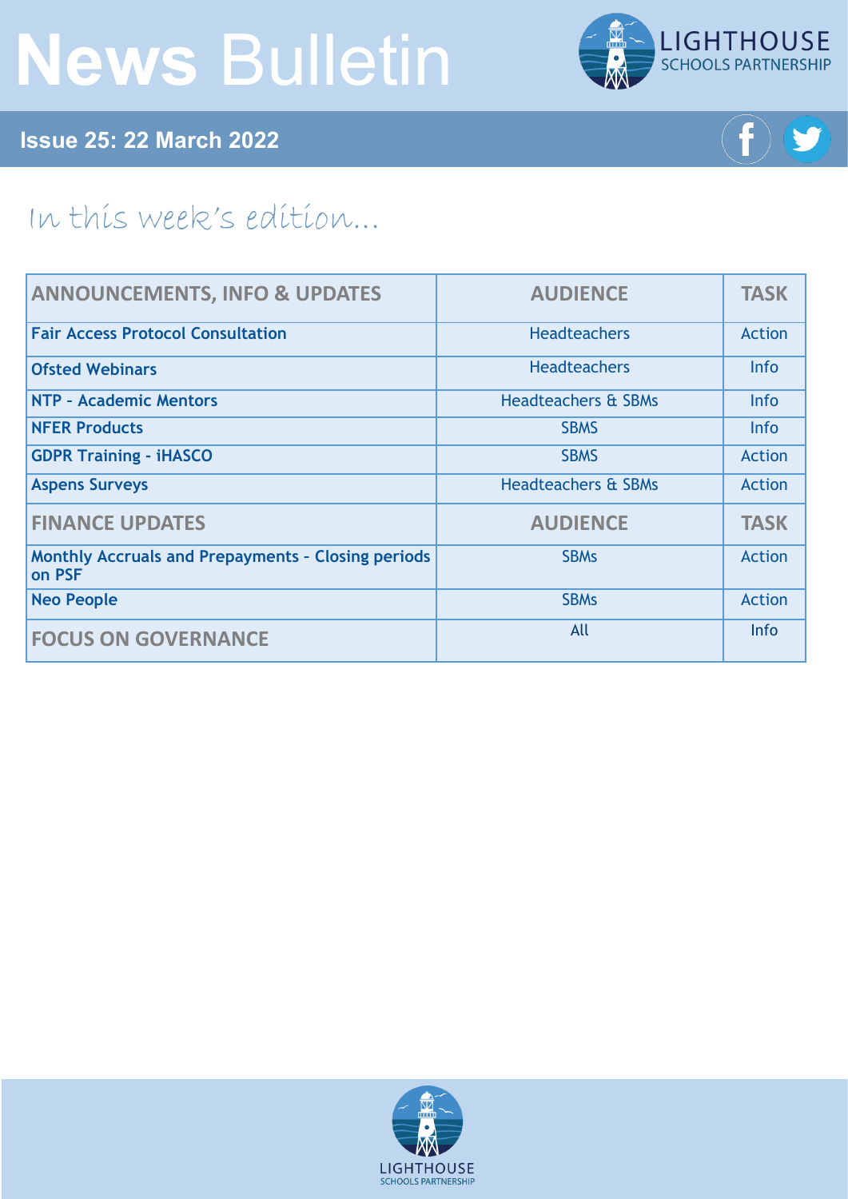# News Bulletin

LIGHTHOUSE SCHOOLS PARTNERSHIP

## Issue 25: 22 March 2022

### In this week's edition...

| ANNOUNCEMENTS, INFO & UPDATES | AUDIENCE | TASK |
|---|---|---|
| Fair Access Protocol Consultation | Headteachers | Action |
| Ofsted Webinars | Headteachers | Info |
| NTP - Academic Mentors | Headteachers & SBMs | Info |
| NFER Products | SBMS | Info |
| GDPR Training - iHASCO | SBMS | Action |
| Aspens Surveys | Headteachers & SBMs | Action |
| **FINANCE UPDATES** | **AUDIENCE** | **TASK** |
| Monthly Accruals and Prepayments - Closing periods on PSF | SBMs | Action |
| Neo People | SBMs | Action |
| **FOCUS ON GOVERNANCE** | All | Info |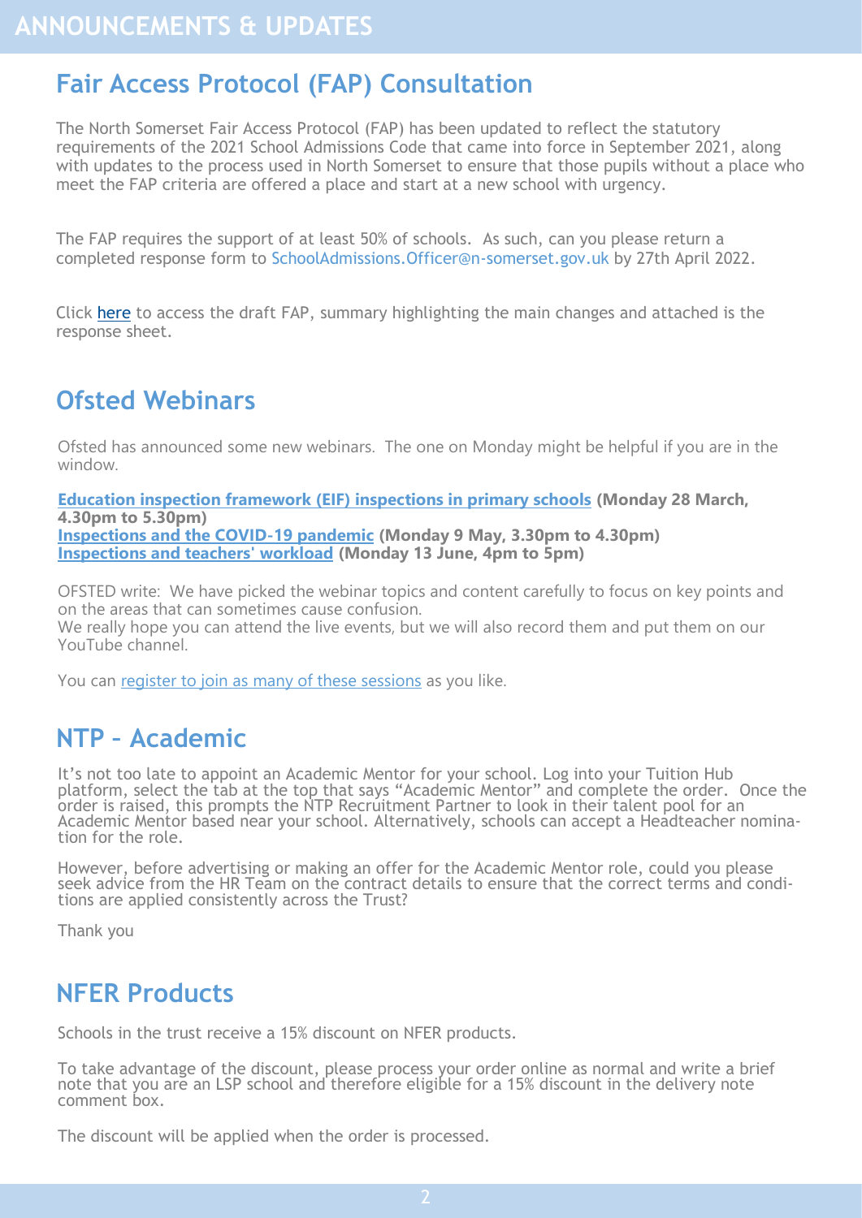# ANNOUNCEMENTS & UPDATES

## Fair Access Protocol (FAP) Consultation

The North Somerset Fair Access Protocol (FAP) has been updated to reflect the statutory requirements of the 2021 School Admissions Code that came into force in September 2021, along with updates to the process used in North Somerset to ensure that those pupils without a place who meet the FAP criteria are offered a place and start at a new school with urgency.

The FAP requires the support of at least 50% of schools. As such, can you please return a completed response form to SchoolAdmissions.Officer@n-somerset.gov.uk by 27th April 2022.

Click here to access the draft FAP, summary highlighting the main changes and attached is the response sheet.

## Ofsted Webinars

Ofsted has announced some new webinars. The one on Monday might be helpful if you are in the window.

**Education inspection framework (EIF) inspections in primary schools (Monday 28 March, 4.30pm to 5.30pm)**
**Inspections and the COVID-19 pandemic (Monday 9 May, 3.30pm to 4.30pm)**
**Inspections and teachers' workload (Monday 13 June, 4pm to 5pm)**

OFSTED write: We have picked the webinar topics and content carefully to focus on key points and on the areas that can sometimes cause confusion.
We really hope you can attend the live events, but we will also record them and put them on our YouTube channel.

You can register to join as many of these sessions as you like.

## NTP – Academic

It's not too late to appoint an Academic Mentor for your school. Log into your Tuition Hub platform, select the tab at the top that says "Academic Mentor" and complete the order. Once the order is raised, this prompts the NTP Recruitment Partner to look in their talent pool for an Academic Mentor based near your school. Alternatively, schools can accept a Headteacher nomination for the role.

However, before advertising or making an offer for the Academic Mentor role, could you please seek advice from the HR Team on the contract details to ensure that the correct terms and conditions are applied consistently across the Trust?

Thank you

## NFER Products

Schools in the trust receive a 15% discount on NFER products.

To take advantage of the discount, please process your order online as normal and write a brief note that you are an LSP school and therefore eligible for a 15% discount in the delivery note comment box.

The discount will be applied when the order is processed.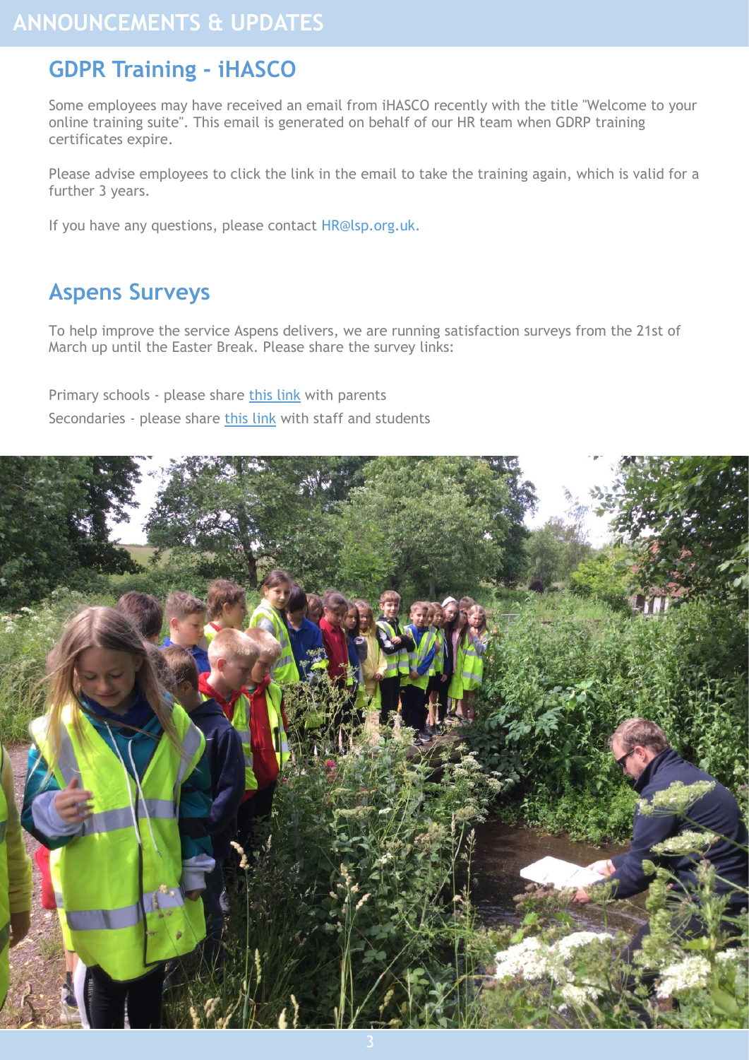# ANNOUNCEMENTS & UPDATES

## GDPR Training - iHASCO

Some employees may have received an email from iHASCO recently with the title "Welcome to your online training suite". This email is generated on behalf of our HR team when GDRP training certificates expire.

Please advise employees to click the link in the email to take the training again, which is valid for a further 3 years.

If you have any questions, please contact HR@lsp.org.uk.

## Aspens Surveys

To help improve the service Aspens delivers, we are running satisfaction surveys from the 21st of March up until the Easter Break. Please share the survey links:

Primary schools - please share this link with parents

Secondaries - please share this link with staff and students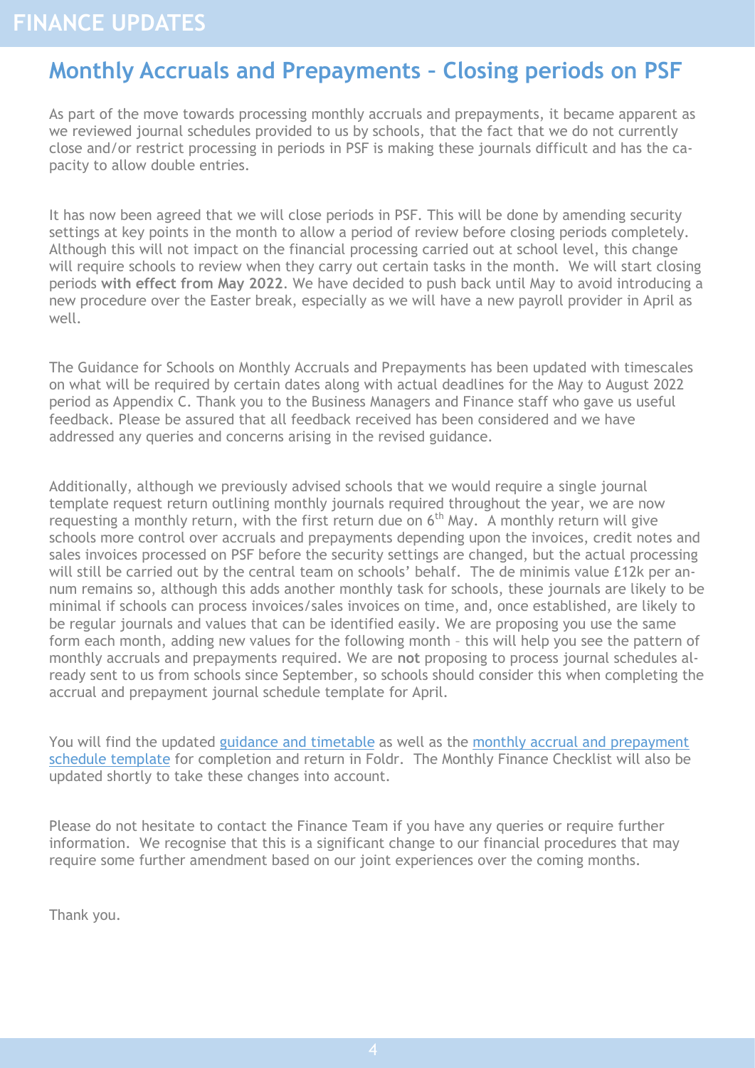# FINANCE UPDATES

## Monthly Accruals and Prepayments – Closing periods on PSF

As part of the move towards processing monthly accruals and prepayments, it became apparent as we reviewed journal schedules provided to us by schools, that the fact that we do not currently close and/or restrict processing in periods in PSF is making these journals difficult and has the capacity to allow double entries.

It has now been agreed that we will close periods in PSF. This will be done by amending security settings at key points in the month to allow a period of review before closing periods completely. Although this will not impact on the financial processing carried out at school level, this change will require schools to review when they carry out certain tasks in the month. We will start closing periods **with effect from May 2022**. We have decided to push back until May to avoid introducing a new procedure over the Easter break, especially as we will have a new payroll provider in April as well.

The Guidance for Schools on Monthly Accruals and Prepayments has been updated with timescales on what will be required by certain dates along with actual deadlines for the May to August 2022 period as Appendix C. Thank you to the Business Managers and Finance staff who gave us useful feedback. Please be assured that all feedback received has been considered and we have addressed any queries and concerns arising in the revised guidance.

Additionally, although we previously advised schools that we would require a single journal template request return outlining monthly journals required throughout the year, we are now requesting a monthly return, with the first return due on 6th May. A monthly return will give schools more control over accruals and prepayments depending upon the invoices, credit notes and sales invoices processed on PSF before the security settings are changed, but the actual processing will still be carried out by the central team on schools' behalf. The de minimis value £12k per annum remains so, although this adds another monthly task for schools, these journals are likely to be minimal if schools can process invoices/sales invoices on time, and, once established, are likely to be regular journals and values that can be identified easily. We are proposing you use the same form each month, adding new values for the following month – this will help you see the pattern of monthly accruals and prepayments required. We are **not** proposing to process journal schedules already sent to us from schools since September, so schools should consider this when completing the accrual and prepayment journal schedule template for April.

You will find the updated guidance and timetable as well as the monthly accrual and prepayment schedule template for completion and return in Foldr. The Monthly Finance Checklist will also be updated shortly to take these changes into account.

Please do not hesitate to contact the Finance Team if you have any queries or require further information. We recognise that this is a significant change to our financial procedures that may require some further amendment based on our joint experiences over the coming months.

Thank you.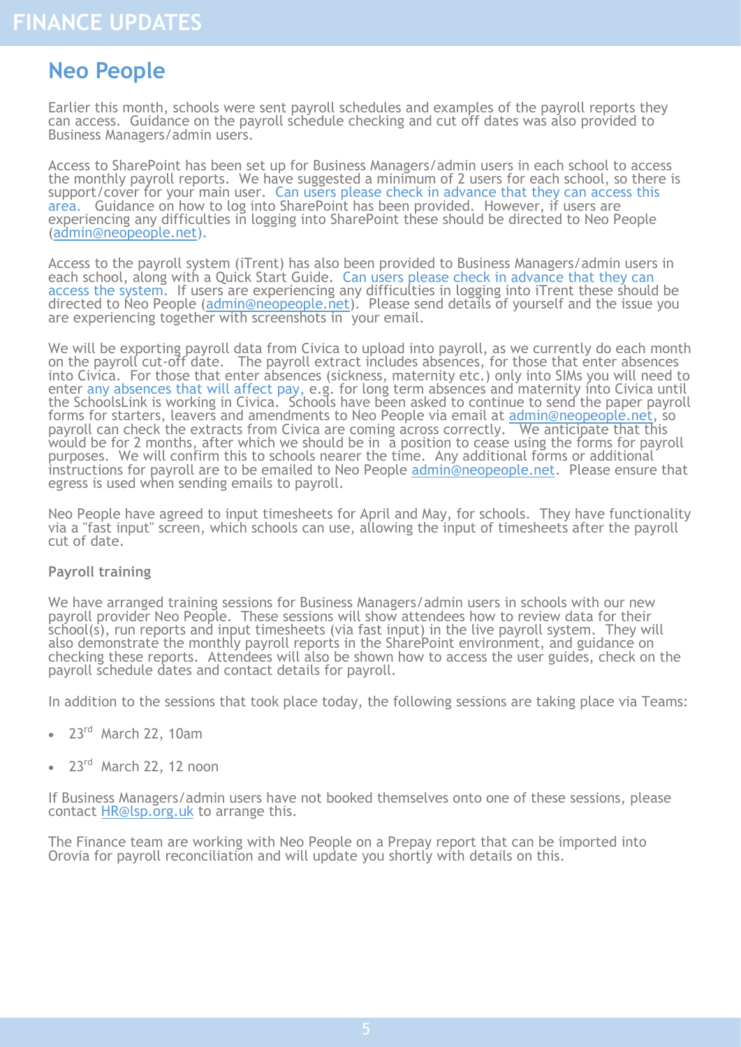# FINANCE UPDATES

## Neo People

Earlier this month, schools were sent payroll schedules and examples of the payroll reports they can access. Guidance on the payroll schedule checking and cut off dates was also provided to Business Managers/admin users.

Access to SharePoint has been set up for Business Managers/admin users in each school to access the monthly payroll reports. We have suggested a minimum of 2 users for each school, so there is support/cover for your main user. Can users please check in advance that they can access this area. Guidance on how to log into SharePoint has been provided. However, if users are experiencing any difficulties in logging into SharePoint these should be directed to Neo People (admin@neopeople.net).

Access to the payroll system (iTrent) has also been provided to Business Managers/admin users in each school, along with a Quick Start Guide. Can users please check in advance that they can access the system. If users are experiencing any difficulties in logging into iTrent these should be directed to Neo People (admin@neopeople.net). Please send details of yourself and the issue you are experiencing together with screenshots in your email.

We will be exporting payroll data from Civica to upload into payroll, as we currently do each month on the payroll cut-off date. The payroll extract includes absences, for those that enter absences into Civica. For those that enter absences (sickness, maternity etc.) only into SIMs you will need to enter any absences that will affect pay, e.g. for long term absences and maternity into Civica until the SchoolsLink is working in Civica. Schools have been asked to continue to send the paper payroll forms for starters, leavers and amendments to Neo People via email at admin@neopeople.net, so payroll can check the extracts from Civica are coming across correctly. We anticipate that this would be for 2 months, after which we should be in a position to cease using the forms for payroll purposes. We will confirm this to schools nearer the time. Any additional forms or additional instructions for payroll are to be emailed to Neo People admin@neopeople.net. Please ensure that egress is used when sending emails to payroll.

Neo People have agreed to input timesheets for April and May, for schools. They have functionality via a "fast input" screen, which schools can use, allowing the input of timesheets after the payroll cut of date.

**Payroll training**

We have arranged training sessions for Business Managers/admin users in schools with our new payroll provider Neo People. These sessions will show attendees how to review data for their school(s), run reports and input timesheets (via fast input) in the live payroll system. They will also demonstrate the monthly payroll reports in the SharePoint environment, and guidance on checking these reports. Attendees will also be shown how to access the user guides, check on the payroll schedule dates and contact details for payroll.

In addition to the sessions that took place today, the following sessions are taking place via Teams:

- 23rd March 22, 10am
- 23rd March 22, 12 noon

If Business Managers/admin users have not booked themselves onto one of these sessions, please contact HR@lsp.org.uk to arrange this.

The Finance team are working with Neo People on a Prepay report that can be imported into Orovia for payroll reconciliation and will update you shortly with details on this.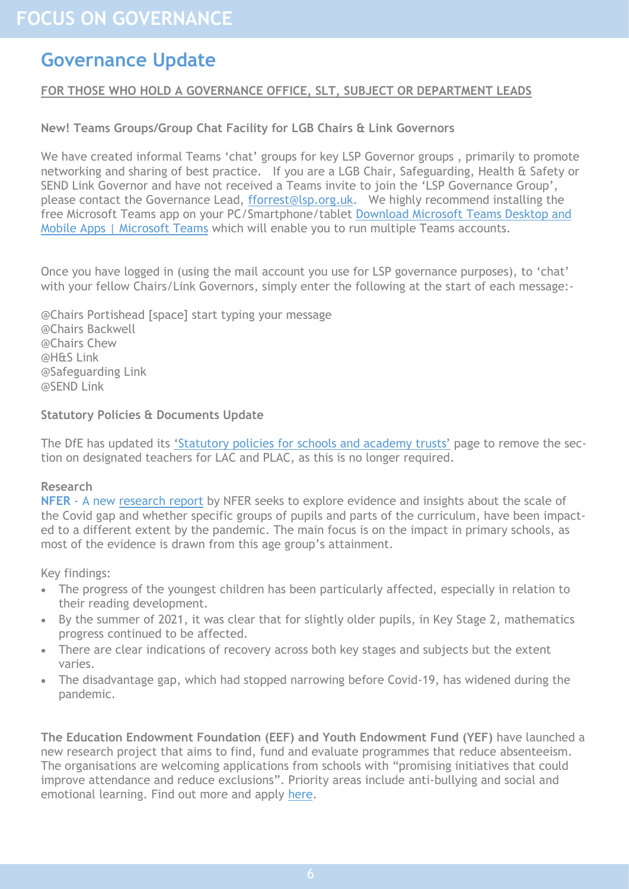# FOCUS ON GOVERNANCE

## Governance Update

**FOR THOSE WHO HOLD A GOVERNANCE OFFICE, SLT, SUBJECT OR DEPARTMENT LEADS**

### New! Teams Groups/Group Chat Facility for LGB Chairs & Link Governors

We have created informal Teams 'chat' groups for key LSP Governor groups , primarily to promote networking and sharing of best practice. If you are a LGB Chair, Safeguarding, Health & Safety or SEND Link Governor and have not received a Teams invite to join the 'LSP Governance Group', please contact the Governance Lead, fforrest@lsp.org.uk. We highly recommend installing the free Microsoft Teams app on your PC/Smartphone/tablet Download Microsoft Teams Desktop and Mobile Apps | Microsoft Teams which will enable you to run multiple Teams accounts.

Once you have logged in (using the mail account you use for LSP governance purposes), to 'chat' with your fellow Chairs/Link Governors, simply enter the following at the start of each message:-

@Chairs Portishead [space] start typing your message
@Chairs Backwell
@Chairs Chew
@H&S Link
@Safeguarding Link
@SEND Link

### Statutory Policies & Documents Update

The DfE has updated its 'Statutory policies for schools and academy trusts' page to remove the section on designated teachers for LAC and PLAC, as this is no longer required.

### Research

**NFER** - A new research report by NFER seeks to explore evidence and insights about the scale of the Covid gap and whether specific groups of pupils and parts of the curriculum, have been impacted to a different extent by the pandemic. The main focus is on the impact in primary schools, as most of the evidence is drawn from this age group's attainment.

Key findings:

- The progress of the youngest children has been particularly affected, especially in relation to their reading development.
- By the summer of 2021, it was clear that for slightly older pupils, in Key Stage 2, mathematics progress continued to be affected.
- There are clear indications of recovery across both key stages and subjects but the extent varies.
- The disadvantage gap, which had stopped narrowing before Covid-19, has widened during the pandemic.

**The Education Endowment Foundation (EEF) and Youth Endowment Fund (YEF)** have launched a new research project that aims to find, fund and evaluate programmes that reduce absenteeism. The organisations are welcoming applications from schools with "promising initiatives that could improve attendance and reduce exclusions". Priority areas include anti-bullying and social and emotional learning. Find out more and apply here.